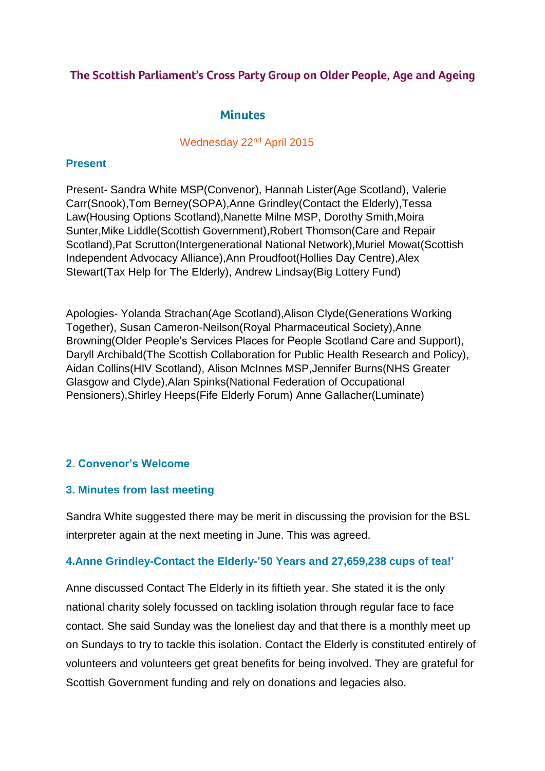# The Scottish Parliament's Cross Party Group on Older People, Age and Ageing

## Minutes

Wednesday 22nd April 2015

### Present

Present- Sandra White MSP(Convenor), Hannah Lister(Age Scotland), Valerie Carr(Snook),Tom Berney(SOPA),Anne Grindley(Contact the Elderly),Tessa Law(Housing Options Scotland),Nanette Milne MSP, Dorothy Smith,Moira Sunter,Mike Liddle(Scottish Government),Robert Thomson(Care and Repair Scotland),Pat Scrutton(Intergenerational National Network),Muriel Mowat(Scottish Independent Advocacy Alliance),Ann Proudfoot(Hollies Day Centre),Alex Stewart(Tax Help for The Elderly), Andrew Lindsay(Big Lottery Fund)

Apologies- Yolanda Strachan(Age Scotland),Alison Clyde(Generations Working Together), Susan Cameron-Neilson(Royal Pharmaceutical Society),Anne Browning(Older People's Services Places for People Scotland Care and Support), Daryll Archibald(The Scottish Collaboration for Public Health Research and Policy), Aidan Collins(HIV Scotland), Alison McInnes MSP,Jennifer Burns(NHS Greater Glasgow and Clyde),Alan Spinks(National Federation of Occupational Pensioners),Shirley Heeps(Fife Elderly Forum) Anne Gallacher(Luminate)

### 2. Convenor's Welcome

### 3. Minutes from last meeting

Sandra White suggested there may be merit in discussing the provision for the BSL interpreter again at the next meeting in June. This was agreed.

### 4.Anne Grindley-Contact the Elderly-'50 Years and 27,659,238 cups of tea!'

Anne discussed Contact The Elderly in its fiftieth year. She stated it is the only national charity solely focussed on tackling isolation through regular face to face contact. She said Sunday was the loneliest day and that there is a monthly meet up on Sundays to try to tackle this isolation. Contact the Elderly is constituted entirely of volunteers and volunteers get great benefits for being involved. They are grateful for Scottish Government funding and rely on donations and legacies also.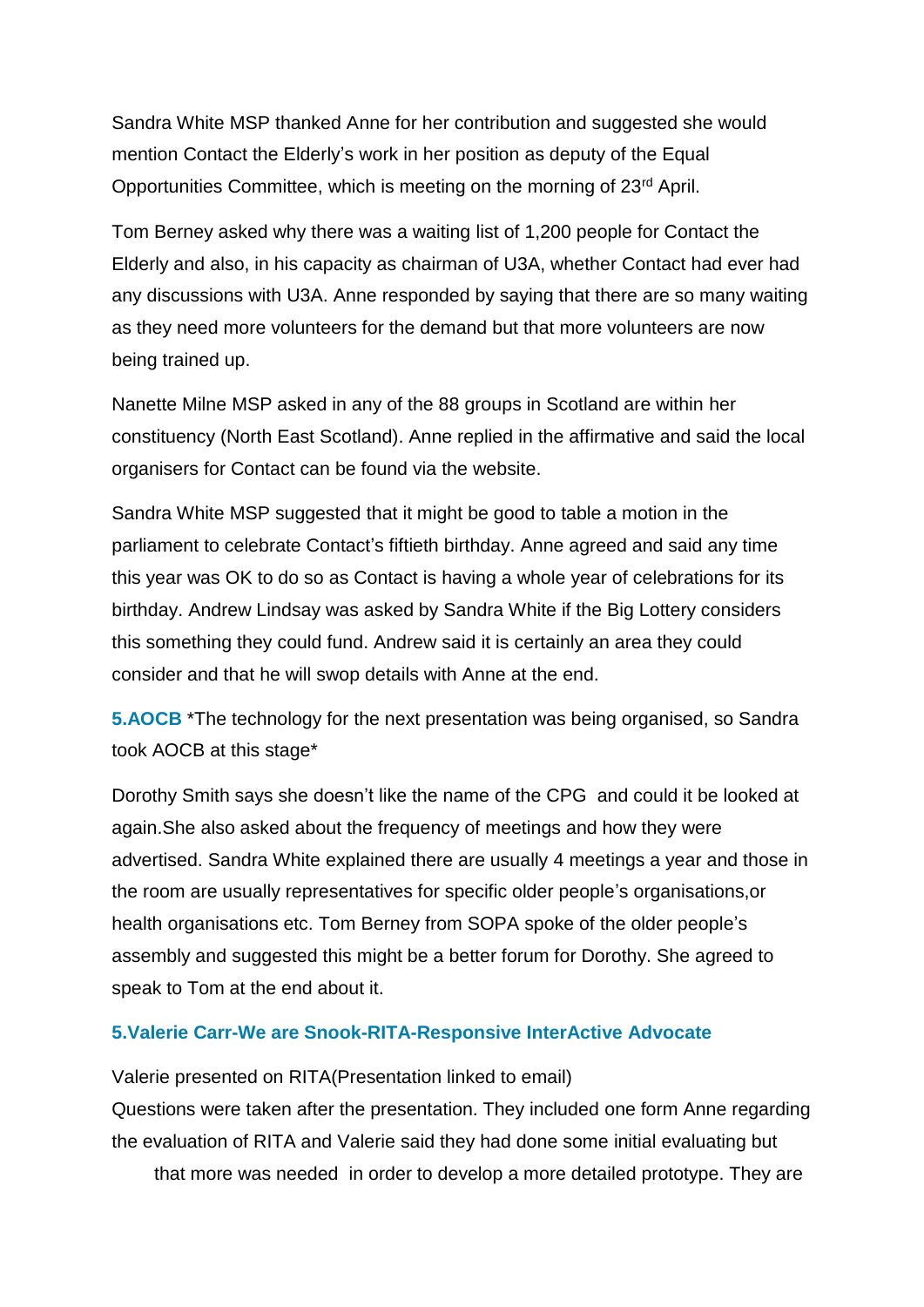Sandra White MSP thanked Anne for her contribution and suggested she would mention Contact the Elderly's work in her position as deputy of the Equal Opportunities Committee, which is meeting on the morning of 23rd April.

Tom Berney asked why there was a waiting list of 1,200 people for Contact the Elderly and also, in his capacity as chairman of U3A, whether Contact had ever had any discussions with U3A. Anne responded by saying that there are so many waiting as they need more volunteers for the demand but that more volunteers are now being trained up.

Nanette Milne MSP asked in any of the 88 groups in Scotland are within her constituency (North East Scotland). Anne replied in the affirmative and said the local organisers for Contact can be found via the website.

Sandra White MSP suggested that it might be good to table a motion in the parliament to celebrate Contact's fiftieth birthday. Anne agreed and said any time this year was OK to do so as Contact is having a whole year of celebrations for its birthday. Andrew Lindsay was asked by Sandra White if the Big Lottery considers this something they could fund. Andrew said it is certainly an area they could consider and that he will swop details with Anne at the end.

**5.AOCB** *The technology for the next presentation was being organised, so Sandra took AOCB at this stage*

Dorothy Smith says she doesn't like the name of the CPG and could it be looked at again.She also asked about the frequency of meetings and how they were advertised. Sandra White explained there are usually 4 meetings a year and those in the room are usually representatives for specific older people's organisations,or health organisations etc. Tom Berney from SOPA spoke of the older people's assembly and suggested this might be a better forum for Dorothy. She agreed to speak to Tom at the end about it.

### 5.Valerie Carr-We are Snook-RITA-Responsive InterActive Advocate

Valerie presented on RITA(Presentation linked to email)
Questions were taken after the presentation. They included one form Anne regarding the evaluation of RITA and Valerie said they had done some initial evaluating but that more was needed in order to develop a more detailed prototype. They are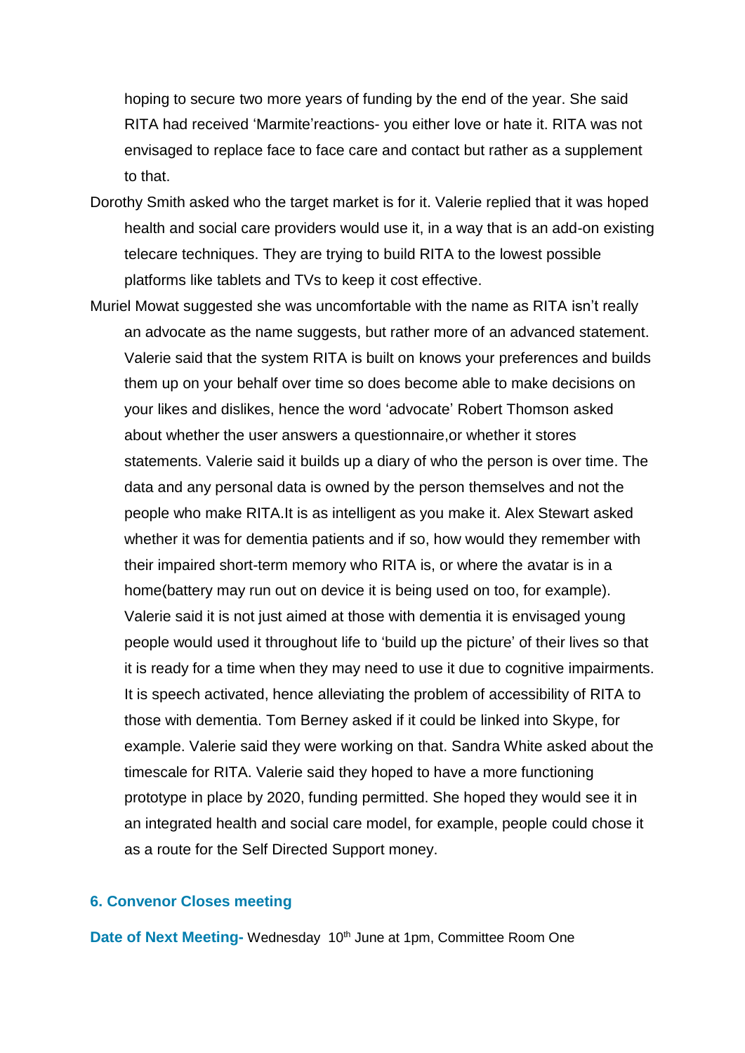hoping to secure two more years of funding by the end of the year. She said RITA had received 'Marmite'reactions- you either love or hate it. RITA was not envisaged to replace face to face care and contact but rather as a supplement to that.

Dorothy Smith asked who the target market is for it. Valerie replied that it was hoped health and social care providers would use it, in a way that is an add-on existing telecare techniques. They are trying to build RITA to the lowest possible platforms like tablets and TVs to keep it cost effective.

Muriel Mowat suggested she was uncomfortable with the name as RITA isn't really an advocate as the name suggests, but rather more of an advanced statement. Valerie said that the system RITA is built on knows your preferences and builds them up on your behalf over time so does become able to make decisions on your likes and dislikes, hence the word 'advocate' Robert Thomson asked about whether the user answers a questionnaire,or whether it stores statements. Valerie said it builds up a diary of who the person is over time. The data and any personal data is owned by the person themselves and not the people who make RITA.It is as intelligent as you make it. Alex Stewart asked whether it was for dementia patients and if so, how would they remember with their impaired short-term memory who RITA is, or where the avatar is in a home(battery may run out on device it is being used on too, for example). Valerie said it is not just aimed at those with dementia it is envisaged young people would used it throughout life to 'build up the picture' of their lives so that it is ready for a time when they may need to use it due to cognitive impairments. It is speech activated, hence alleviating the problem of accessibility of RITA to those with dementia. Tom Berney asked if it could be linked into Skype, for example. Valerie said they were working on that. Sandra White asked about the timescale for RITA. Valerie said they hoped to have a more functioning prototype in place by 2020, funding permitted. She hoped they would see it in an integrated health and social care model, for example, people could chose it as a route for the Self Directed Support money.

### 6. Convenor Closes meeting

**Date of Next Meeting-** Wednesday 10th June at 1pm, Committee Room One